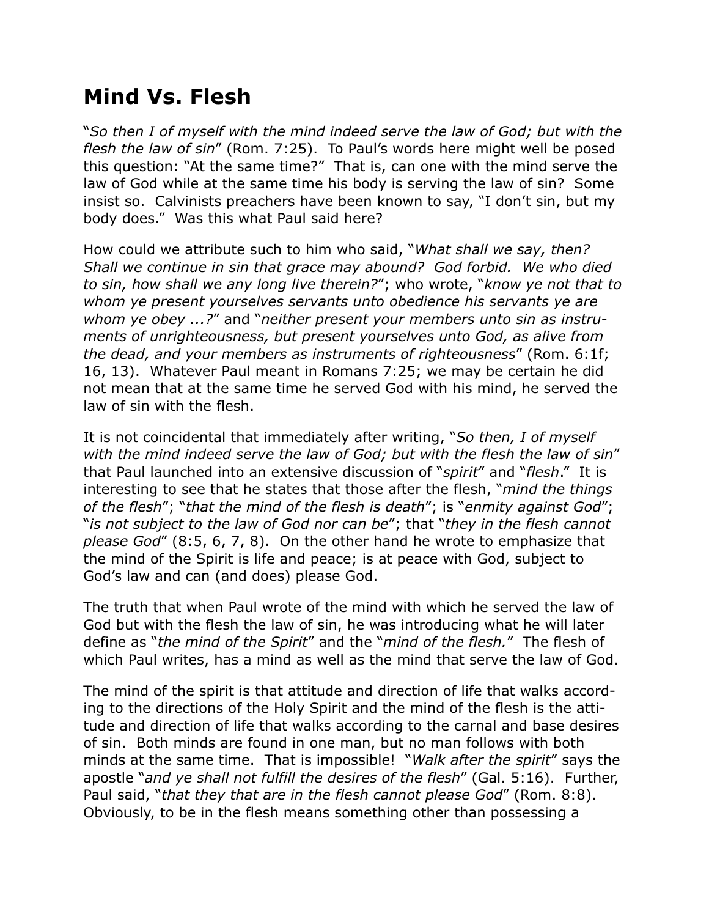# Mind Vs. Flesh

"*So then I of myself with the mind indeed serve the law of God; but with the flesh the law of sin*" (Rom. 7:25). To Paul's words here might well be posed this question: "At the same time?" That is, can one with the mind serve the law of God while at the same time his body is serving the law of sin? Some insist so. Calvinists preachers have been known to say, "I don't sin, but my body does." Was this what Paul said here?

How could we attribute such to him who said, "*What shall we say, then? Shall we continue in sin that grace may abound? God forbid. We who died to sin, how shall we any long live therein?*"; who wrote, "*know ye not that to whom ye present yourselves servants unto obedience his servants ye are whom ye obey ...?*" and "*neither present your members unto sin as instruments of unrighteousness, but present yourselves unto God, as alive from the dead, and your members as instruments of righteousness*" (Rom. 6:1f; 16, 13). Whatever Paul meant in Romans 7:25; we may be certain he did not mean that at the same time he served God with his mind, he served the law of sin with the flesh.

It is not coincidental that immediately after writing, "*So then, I of myself with the mind indeed serve the law of God; but with the flesh the law of sin*" that Paul launched into an extensive discussion of "*spirit*" and "*flesh*." It is interesting to see that he states that those after the flesh, "*mind the things of the flesh*"; "*that the mind of the flesh is death*"; is "*enmity against God*"; "*is not subject to the law of God nor can be*"; that "*they in the flesh cannot please God*" (8:5, 6, 7, 8). On the other hand he wrote to emphasize that the mind of the Spirit is life and peace; is at peace with God, subject to God's law and can (and does) please God.

The truth that when Paul wrote of the mind with which he served the law of God but with the flesh the law of sin, he was introducing what he will later define as "*the mind of the Spirit*" and the "*mind of the flesh.*" The flesh of which Paul writes, has a mind as well as the mind that serve the law of God.

The mind of the spirit is that attitude and direction of life that walks according to the directions of the Holy Spirit and the mind of the flesh is the attitude and direction of life that walks according to the carnal and base desires of sin. Both minds are found in one man, but no man follows with both minds at the same time. That is impossible! "*Walk after the spirit*" says the apostle "*and ye shall not fulfill the desires of the flesh*" (Gal. 5:16). Further, Paul said, "*that they that are in the flesh cannot please God*" (Rom. 8:8). Obviously, to be in the flesh means something other than possessing a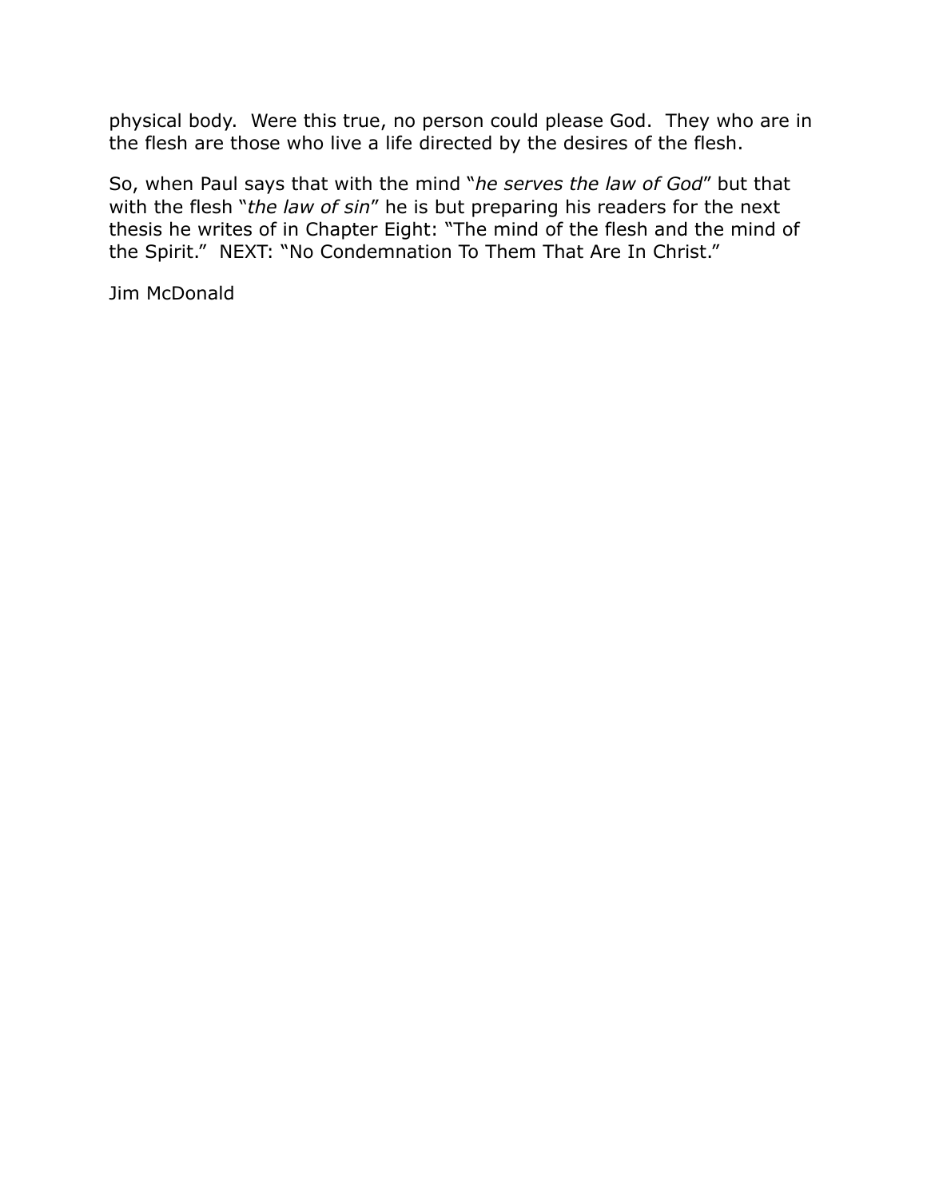physical body. Were this true, no person could please God. They who are in the flesh are those who live a life directed by the desires of the flesh.

So, when Paul says that with the mind "*he serves the law of God*" but that with the flesh "*the law of sin*" he is but preparing his readers for the next thesis he writes of in Chapter Eight: "The mind of the flesh and the mind of the Spirit." NEXT: "No Condemnation To Them That Are In Christ."

Jim McDonald